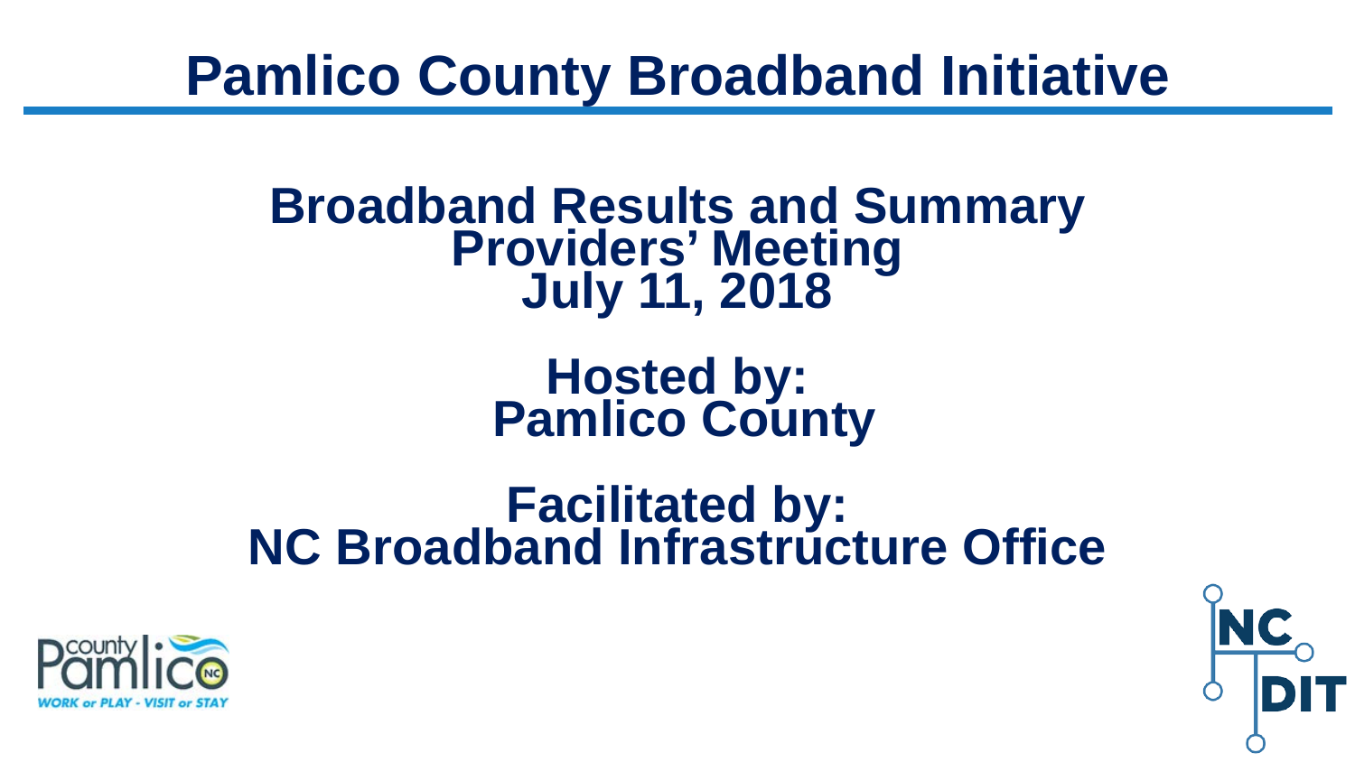# Pamlico County Broadband Initiative

## Broadband Results and Summary
## Providers' Meeting
## July 11, 2018

## Hosted by:
## Pamlico County

## Facilitated by:
## NC Broadband Infrastructure Office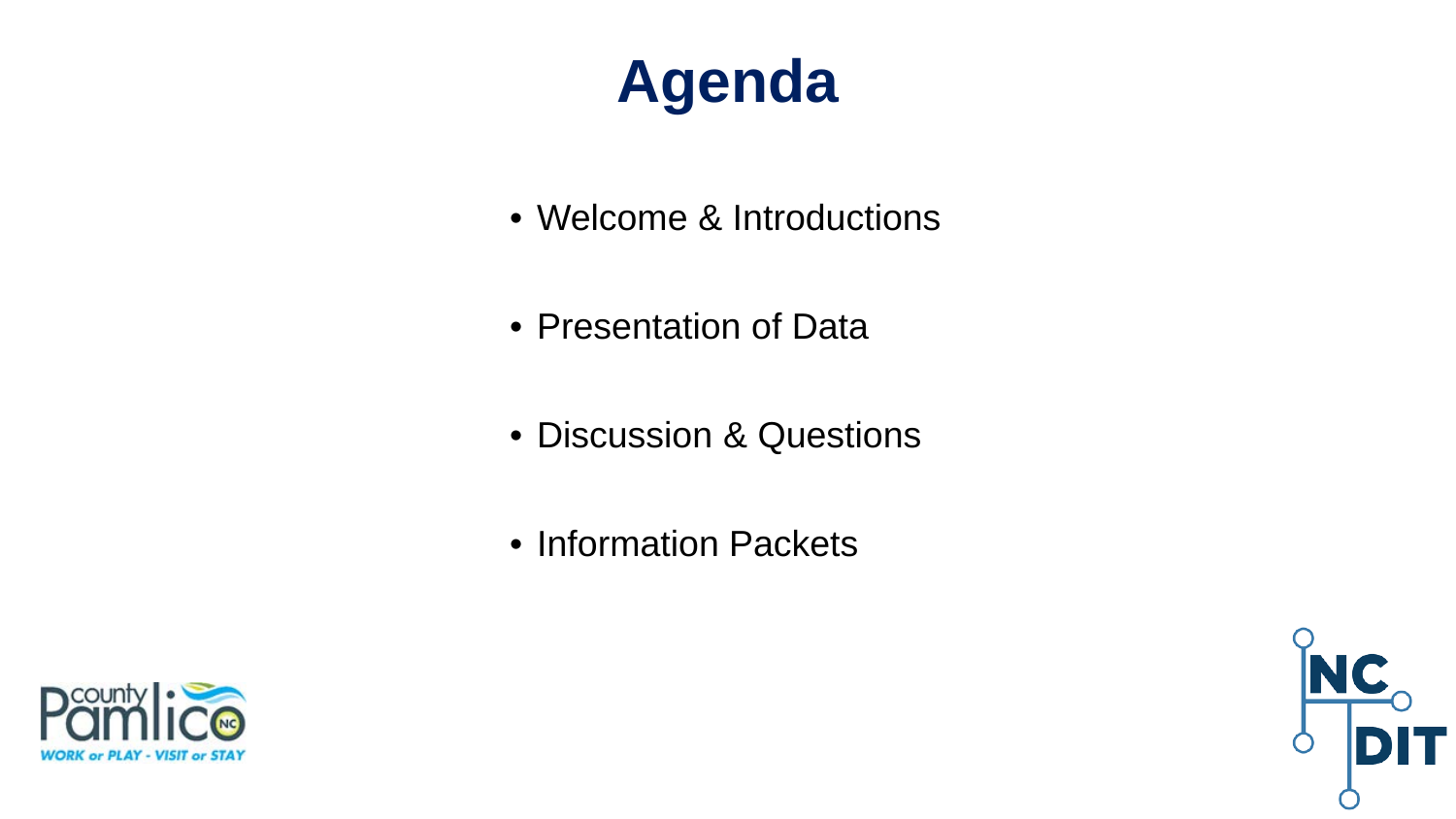# Agenda

- Welcome & Introductions
- Presentation of Data
- Discussion & Questions
- Information Packets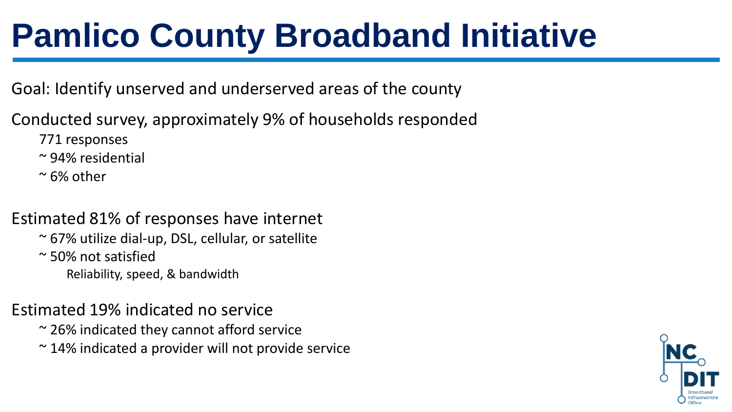# Pamlico County Broadband Initiative

Goal: Identify unserved and underserved areas of the county

Conducted survey, approximately 9% of households responded

- 771 responses
- ~ 94% residential
- ~ 6% other

Estimated 81% of responses have internet

- ~ 67% utilize dial-up, DSL, cellular, or satellite
- ~ 50% not satisfied
  - Reliability, speed, & bandwidth

Estimated 19% indicated no service

- ~ 26% indicated they cannot afford service
- ~ 14% indicated a provider will not provide service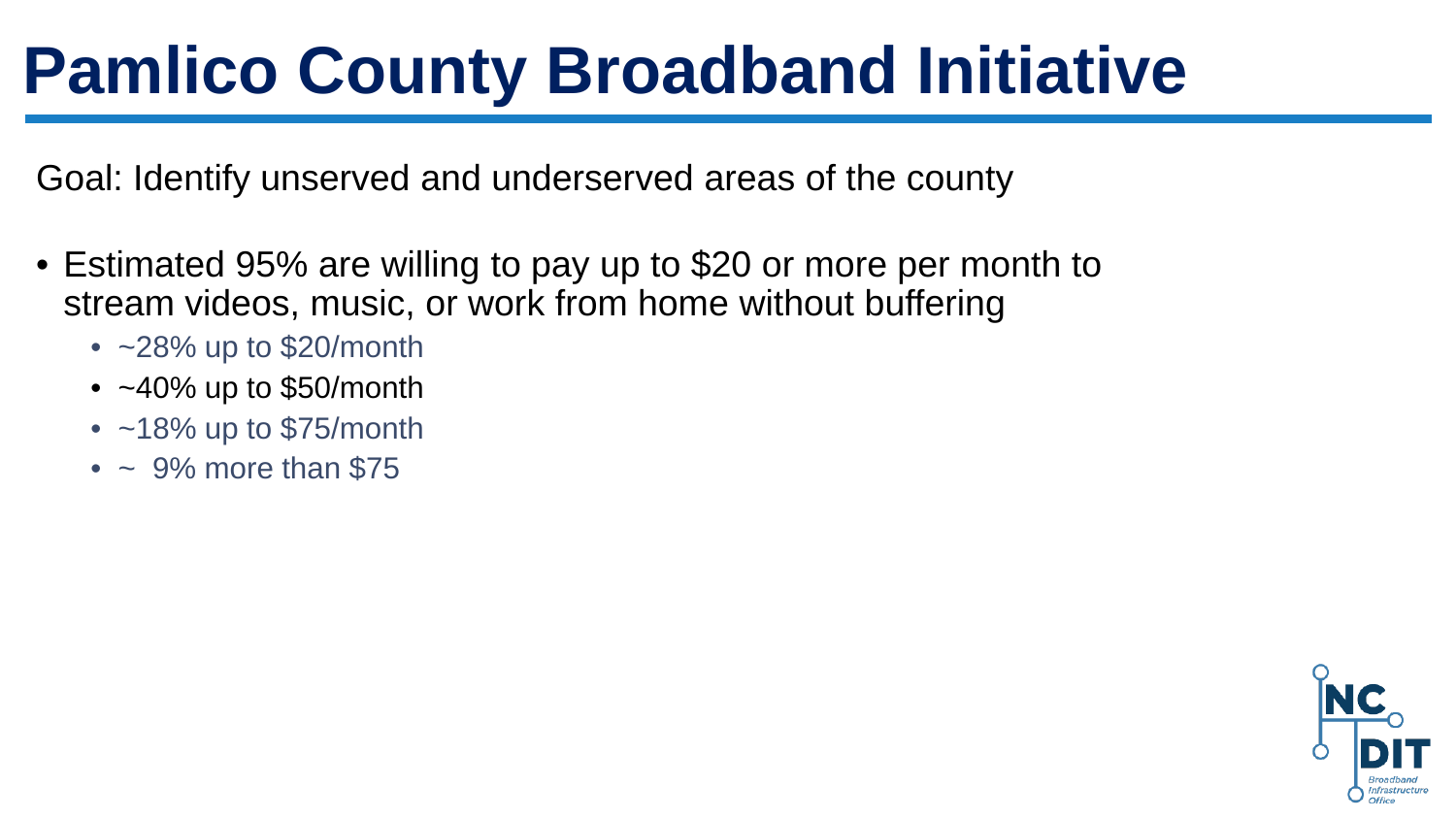# Pamlico County Broadband Initiative

Goal: Identify unserved and underserved areas of the county

- Estimated 95% are willing to pay up to $20 or more per month to stream videos, music, or work from home without buffering
  - ~28% up to $20/month
  - ~40% up to $50/month
  - ~18% up to $75/month
  - ~ 9% more than $75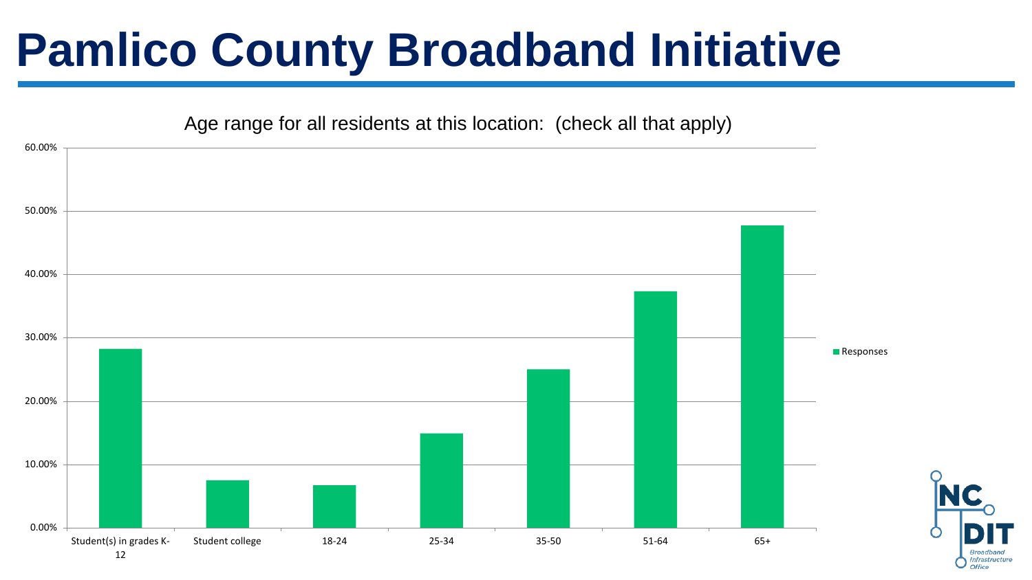# Pamlico County Broadband Initiative

Age range for all residents at this location: (check all that apply)

| Age range | Responses |
|---|---|
| Student(s) in grades K-12 | ~28% |
| Student college | ~7.5% |
| 18-24 | ~7% |
| 25-34 | ~15% |
| 35-50 | ~25% |
| 51-64 | ~37% |
| 65+ | ~48% |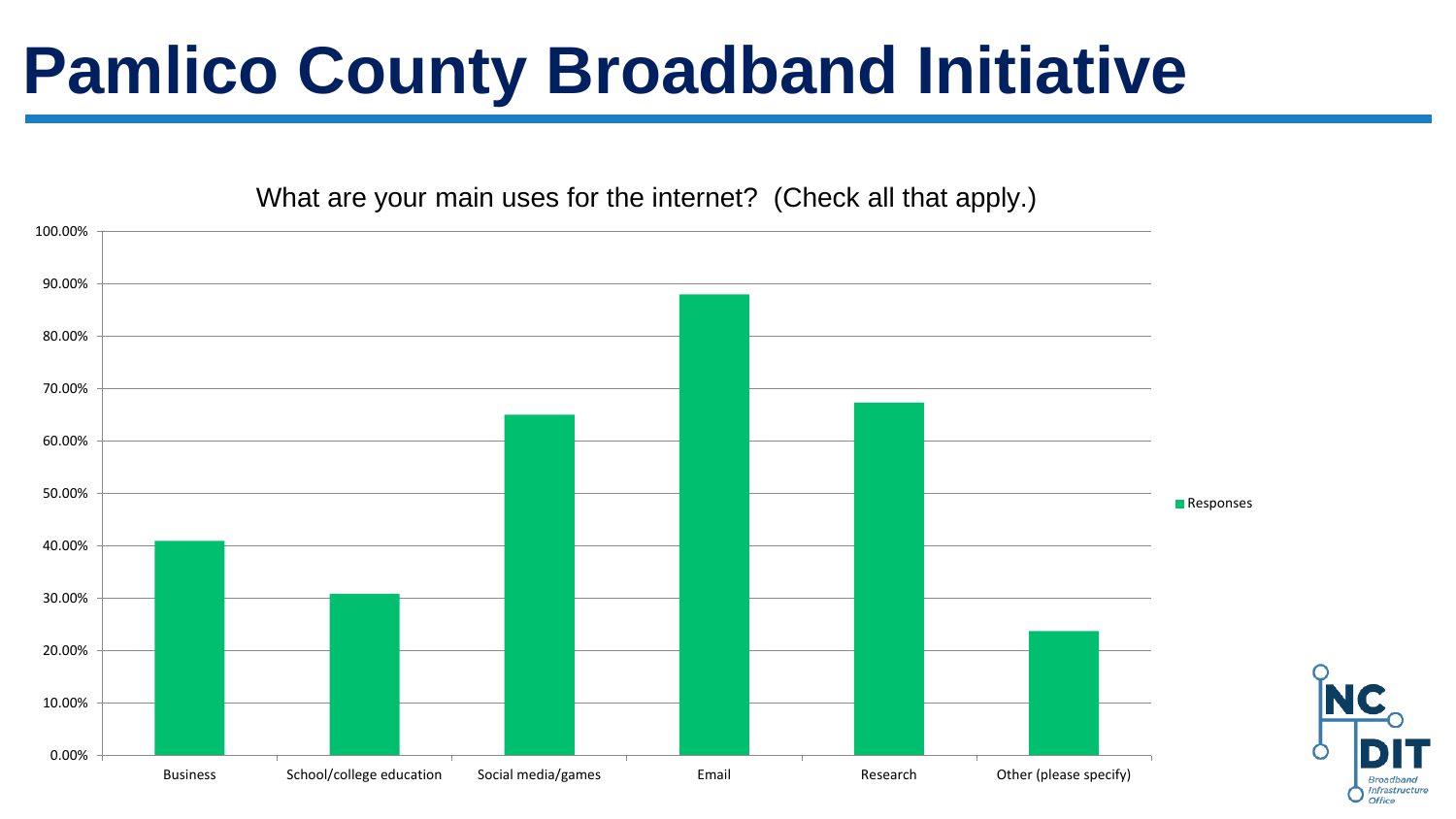# Pamlico County Broadband Initiative

What are your main uses for the internet? (Check all that apply.)

| Category | Responses |
|---|---|
| Business | ~41% |
| School/college education | ~31% |
| Social media/games | ~65% |
| Email | ~88% |
| Research | ~67% |
| Other (please specify) | ~24% |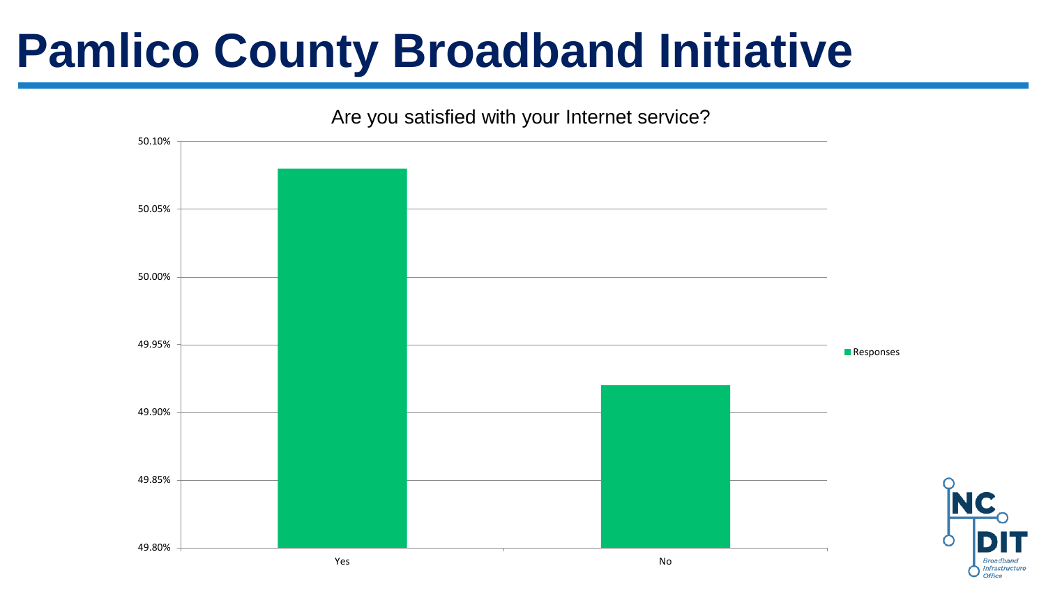# Pamlico County Broadband Initiative

Are you satisfied with your Internet service?

| | Responses |
|---|---|
| Yes | 50.08% |
| No | 49.92% |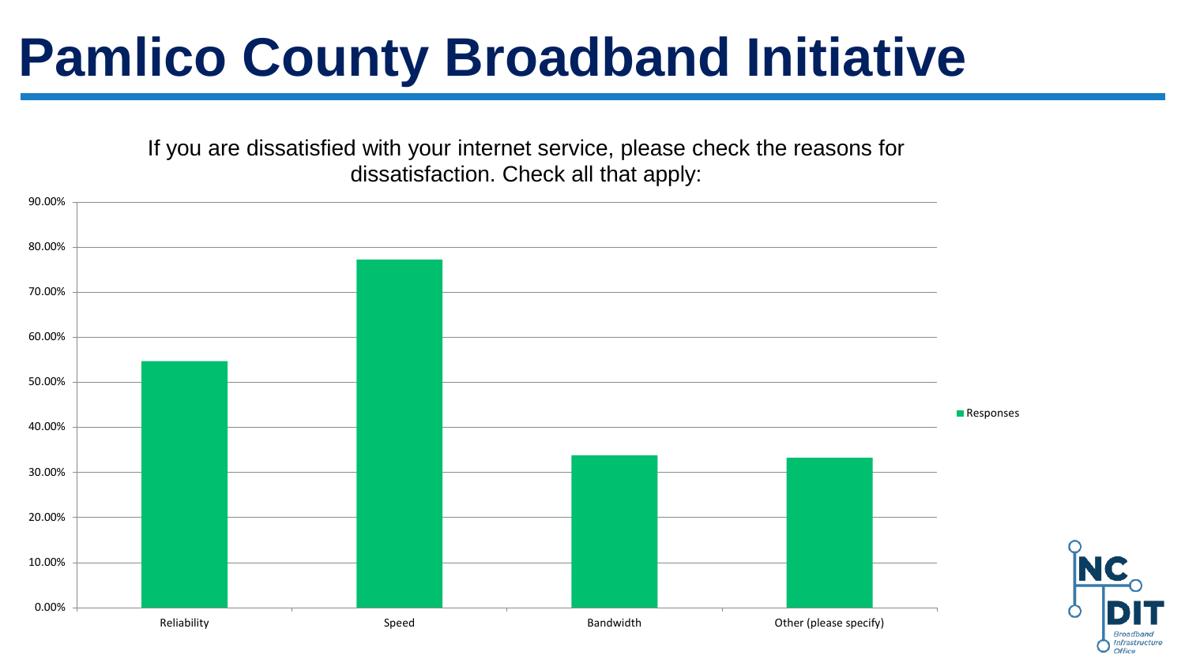# Pamlico County Broadband Initiative

If you are dissatisfied with your internet service, please check the reasons for dissatisfaction. Check all that apply:

90.00%
80.00%
70.00%
60.00%
50.00%
40.00%
30.00%
20.00%
10.00%
0.00%

Reliability
Speed
Bandwidth
Other (please specify)

Responses

NC DIT
Broadband Infrastructure Office